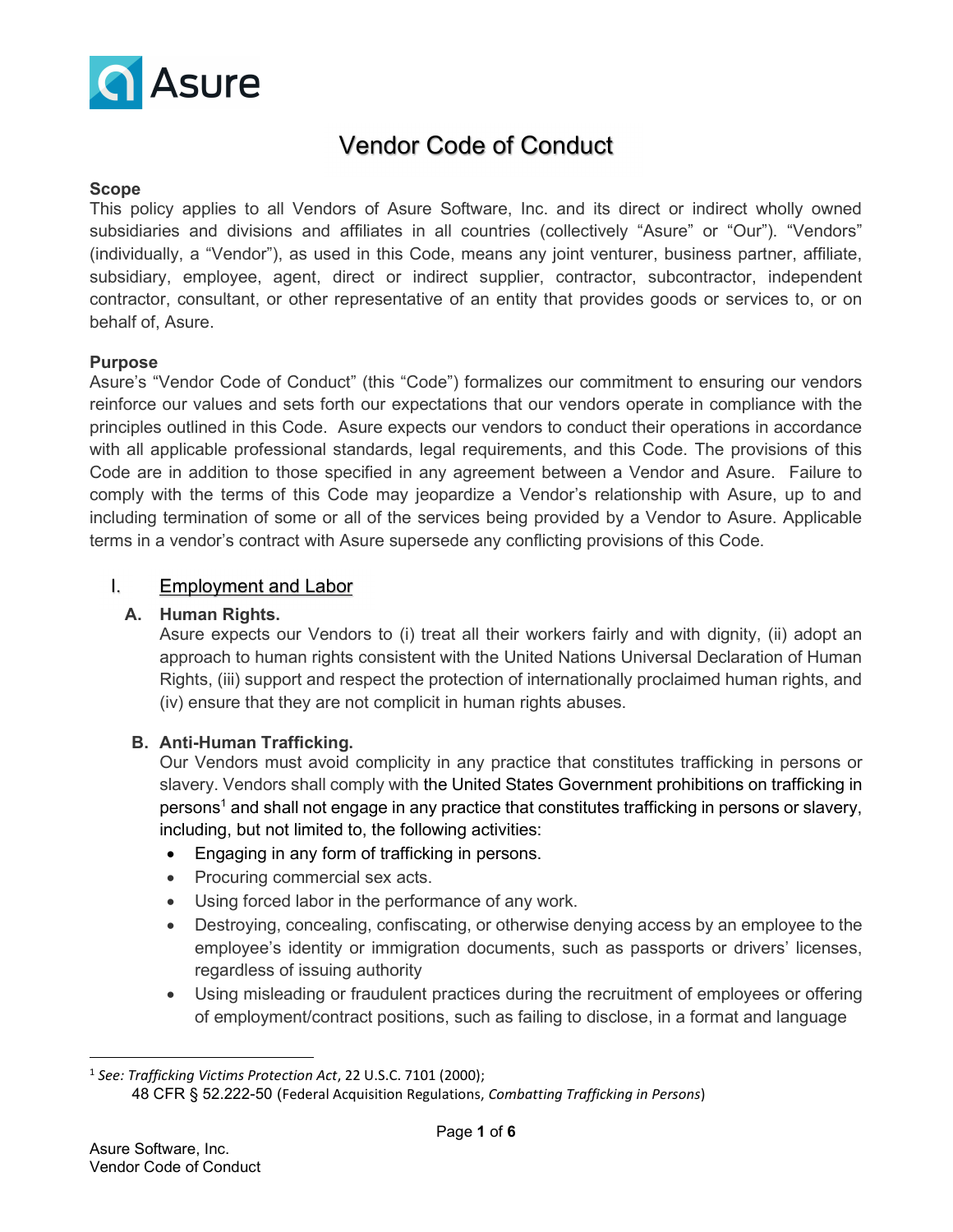Asure

# Vendor Code of Conduct

**Scope**

This policy applies to all Vendors of Asure Software, Inc. and its direct or indirect wholly owned subsidiaries and divisions and affiliates in all countries (collectively "Asure" or "Our"). "Vendors" (individually, a "Vendor"), as used in this Code, means any joint venturer, business partner, affiliate, subsidiary, employee, agent, direct or indirect supplier, contractor, subcontractor, independent contractor, consultant, or other representative of an entity that provides goods or services to, or on behalf of, Asure.

**Purpose**

Asure's "Vendor Code of Conduct" (this "Code") formalizes our commitment to ensuring our vendors reinforce our values and sets forth our expectations that our vendors operate in compliance with the principles outlined in this Code. Asure expects our vendors to conduct their operations in accordance with all applicable professional standards, legal requirements, and this Code. The provisions of this Code are in addition to those specified in any agreement between a Vendor and Asure. Failure to comply with the terms of this Code may jeopardize a Vendor's relationship with Asure, up to and including termination of some or all of the services being provided by a Vendor to Asure. Applicable terms in a vendor's contract with Asure supersede any conflicting provisions of this Code.

## I. Employment and Labor

### A. Human Rights.

Asure expects our Vendors to (i) treat all their workers fairly and with dignity, (ii) adopt an approach to human rights consistent with the United Nations Universal Declaration of Human Rights, (iii) support and respect the protection of internationally proclaimed human rights, and (iv) ensure that they are not complicit in human rights abuses.

### B. Anti-Human Trafficking.

Our Vendors must avoid complicity in any practice that constitutes trafficking in persons or slavery. Vendors shall comply with the United States Government prohibitions on trafficking in persons[1] and shall not engage in any practice that constitutes trafficking in persons or slavery, including, but not limited to, the following activities:

- Engaging in any form of trafficking in persons.
- Procuring commercial sex acts.
- Using forced labor in the performance of any work.
- Destroying, concealing, confiscating, or otherwise denying access by an employee to the employee's identity or immigration documents, such as passports or drivers' licenses, regardless of issuing authority
- Using misleading or fraudulent practices during the recruitment of employees or offering of employment/contract positions, such as failing to disclose, in a format and language

---

[1] *See: Trafficking Victims Protection Act*, 22 U.S.C. 7101 (2000);
48 CFR § 52.222-50 (Federal Acquisition Regulations, *Combatting Trafficking in Persons*)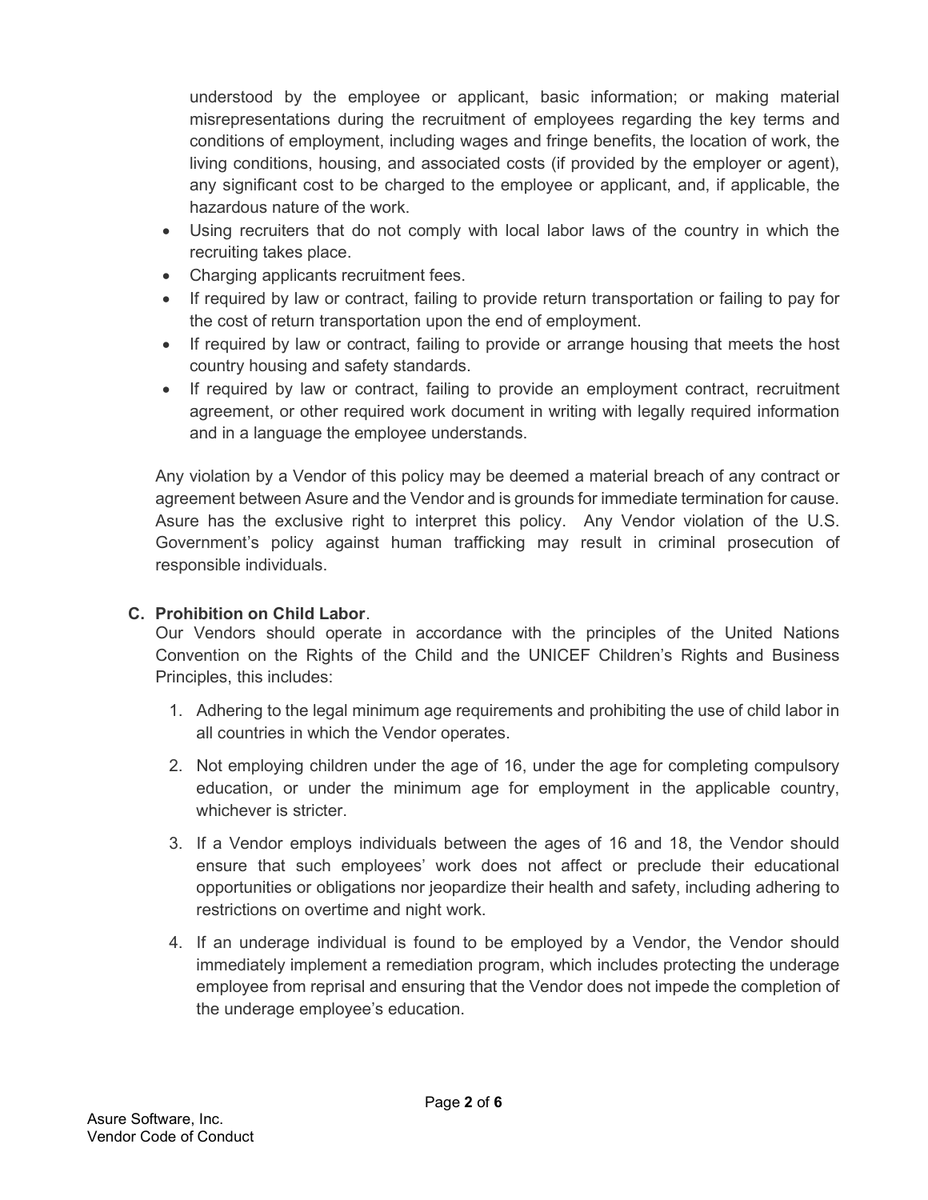understood by the employee or applicant, basic information; or making material misrepresentations during the recruitment of employees regarding the key terms and conditions of employment, including wages and fringe benefits, the location of work, the living conditions, housing, and associated costs (if provided by the employer or agent), any significant cost to be charged to the employee or applicant, and, if applicable, the hazardous nature of the work.

- Using recruiters that do not comply with local labor laws of the country in which the recruiting takes place.
- Charging applicants recruitment fees.
- If required by law or contract, failing to provide return transportation or failing to pay for the cost of return transportation upon the end of employment.
- If required by law or contract, failing to provide or arrange housing that meets the host country housing and safety standards.
- If required by law or contract, failing to provide an employment contract, recruitment agreement, or other required work document in writing with legally required information and in a language the employee understands.

Any violation by a Vendor of this policy may be deemed a material breach of any contract or agreement between Asure and the Vendor and is grounds for immediate termination for cause. Asure has the exclusive right to interpret this policy. Any Vendor violation of the U.S. Government's policy against human trafficking may result in criminal prosecution of responsible individuals.

**C. Prohibition on Child Labor**.

Our Vendors should operate in accordance with the principles of the United Nations Convention on the Rights of the Child and the UNICEF Children's Rights and Business Principles, this includes:

1. Adhering to the legal minimum age requirements and prohibiting the use of child labor in all countries in which the Vendor operates.
2. Not employing children under the age of 16, under the age for completing compulsory education, or under the minimum age for employment in the applicable country, whichever is stricter.
3. If a Vendor employs individuals between the ages of 16 and 18, the Vendor should ensure that such employees' work does not affect or preclude their educational opportunities or obligations nor jeopardize their health and safety, including adhering to restrictions on overtime and night work.
4. If an underage individual is found to be employed by a Vendor, the Vendor should immediately implement a remediation program, which includes protecting the underage employee from reprisal and ensuring that the Vendor does not impede the completion of the underage employee's education.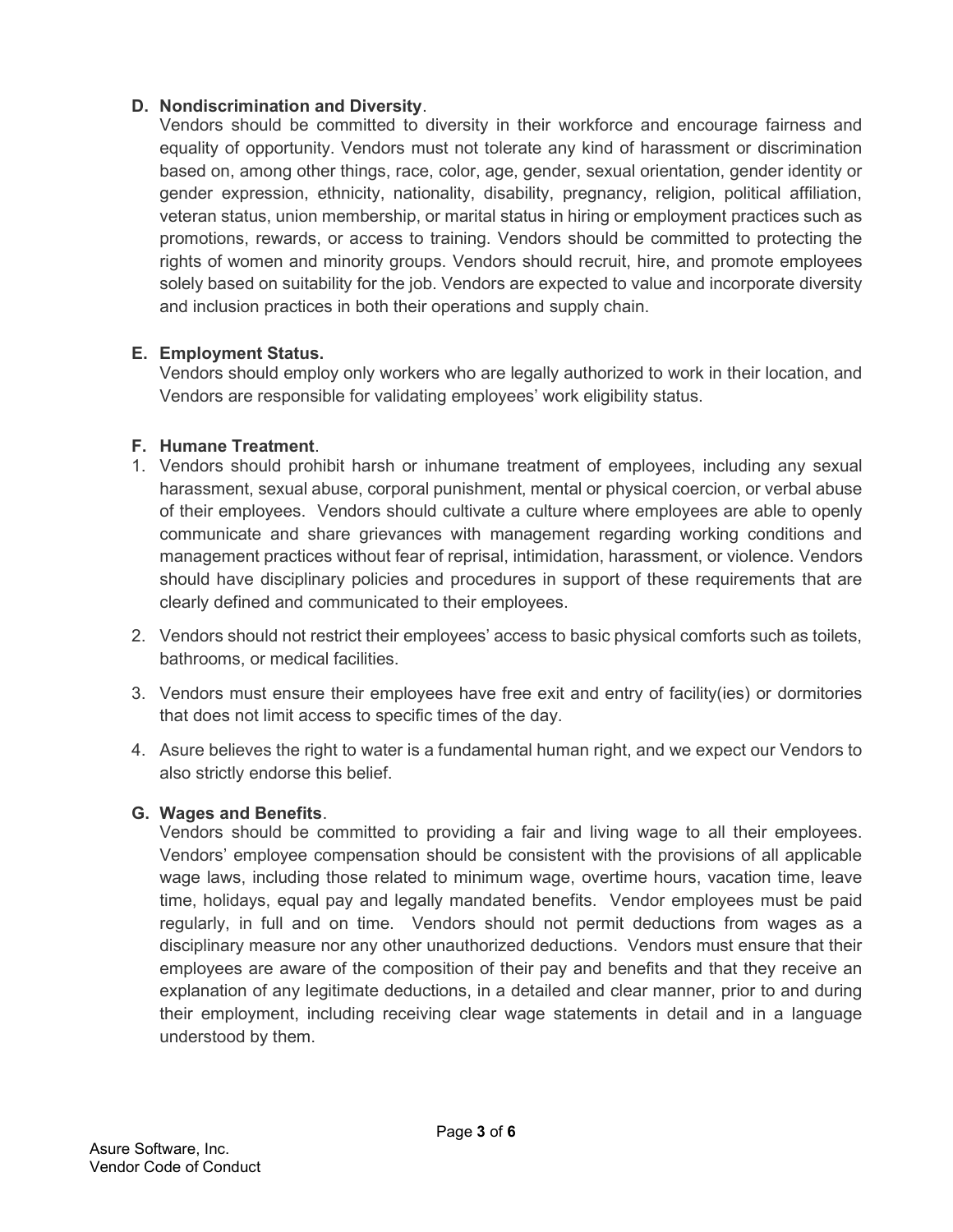**D. Nondiscrimination and Diversity**.

Vendors should be committed to diversity in their workforce and encourage fairness and equality of opportunity. Vendors must not tolerate any kind of harassment or discrimination based on, among other things, race, color, age, gender, sexual orientation, gender identity or gender expression, ethnicity, nationality, disability, pregnancy, religion, political affiliation, veteran status, union membership, or marital status in hiring or employment practices such as promotions, rewards, or access to training. Vendors should be committed to protecting the rights of women and minority groups. Vendors should recruit, hire, and promote employees solely based on suitability for the job. Vendors are expected to value and incorporate diversity and inclusion practices in both their operations and supply chain.

**E. Employment Status.**

Vendors should employ only workers who are legally authorized to work in their location, and Vendors are responsible for validating employees' work eligibility status.

**F. Humane Treatment**.

1. Vendors should prohibit harsh or inhumane treatment of employees, including any sexual harassment, sexual abuse, corporal punishment, mental or physical coercion, or verbal abuse of their employees. Vendors should cultivate a culture where employees are able to openly communicate and share grievances with management regarding working conditions and management practices without fear of reprisal, intimidation, harassment, or violence. Vendors should have disciplinary policies and procedures in support of these requirements that are clearly defined and communicated to their employees.
2. Vendors should not restrict their employees' access to basic physical comforts such as toilets, bathrooms, or medical facilities.
3. Vendors must ensure their employees have free exit and entry of facility(ies) or dormitories that does not limit access to specific times of the day.
4. Asure believes the right to water is a fundamental human right, and we expect our Vendors to also strictly endorse this belief.

**G. Wages and Benefits**.

Vendors should be committed to providing a fair and living wage to all their employees. Vendors' employee compensation should be consistent with the provisions of all applicable wage laws, including those related to minimum wage, overtime hours, vacation time, leave time, holidays, equal pay and legally mandated benefits. Vendor employees must be paid regularly, in full and on time. Vendors should not permit deductions from wages as a disciplinary measure nor any other unauthorized deductions. Vendors must ensure that their employees are aware of the composition of their pay and benefits and that they receive an explanation of any legitimate deductions, in a detailed and clear manner, prior to and during their employment, including receiving clear wage statements in detail and in a language understood by them.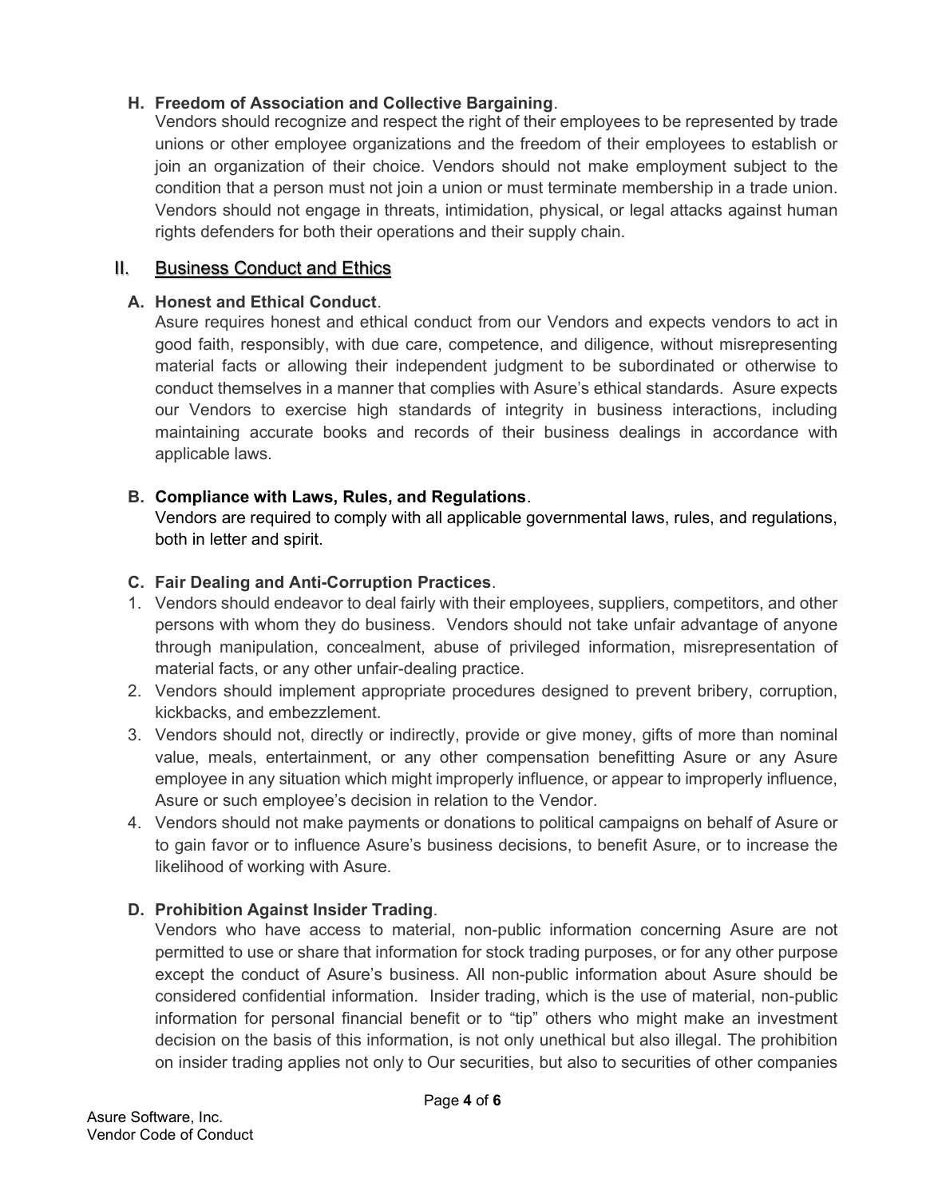**H. Freedom of Association and Collective Bargaining**.

Vendors should recognize and respect the right of their employees to be represented by trade unions or other employee organizations and the freedom of their employees to establish or join an organization of their choice. Vendors should not make employment subject to the condition that a person must not join a union or must terminate membership in a trade union. Vendors should not engage in threats, intimidation, physical, or legal attacks against human rights defenders for both their operations and their supply chain.

## II. Business Conduct and Ethics

**A. Honest and Ethical Conduct**.

Asure requires honest and ethical conduct from our Vendors and expects vendors to act in good faith, responsibly, with due care, competence, and diligence, without misrepresenting material facts or allowing their independent judgment to be subordinated or otherwise to conduct themselves in a manner that complies with Asure's ethical standards. Asure expects our Vendors to exercise high standards of integrity in business interactions, including maintaining accurate books and records of their business dealings in accordance with applicable laws.

**B. Compliance with Laws, Rules, and Regulations**.

Vendors are required to comply with all applicable governmental laws, rules, and regulations, both in letter and spirit.

**C. Fair Dealing and Anti-Corruption Practices**.

1. Vendors should endeavor to deal fairly with their employees, suppliers, competitors, and other persons with whom they do business. Vendors should not take unfair advantage of anyone through manipulation, concealment, abuse of privileged information, misrepresentation of material facts, or any other unfair-dealing practice.
2. Vendors should implement appropriate procedures designed to prevent bribery, corruption, kickbacks, and embezzlement.
3. Vendors should not, directly or indirectly, provide or give money, gifts of more than nominal value, meals, entertainment, or any other compensation benefitting Asure or any Asure employee in any situation which might improperly influence, or appear to improperly influence, Asure or such employee's decision in relation to the Vendor.
4. Vendors should not make payments or donations to political campaigns on behalf of Asure or to gain favor or to influence Asure's business decisions, to benefit Asure, or to increase the likelihood of working with Asure.

**D. Prohibition Against Insider Trading**.

Vendors who have access to material, non-public information concerning Asure are not permitted to use or share that information for stock trading purposes, or for any other purpose except the conduct of Asure's business. All non-public information about Asure should be considered confidential information. Insider trading, which is the use of material, non-public information for personal financial benefit or to "tip" others who might make an investment decision on the basis of this information, is not only unethical but also illegal. The prohibition on insider trading applies not only to Our securities, but also to securities of other companies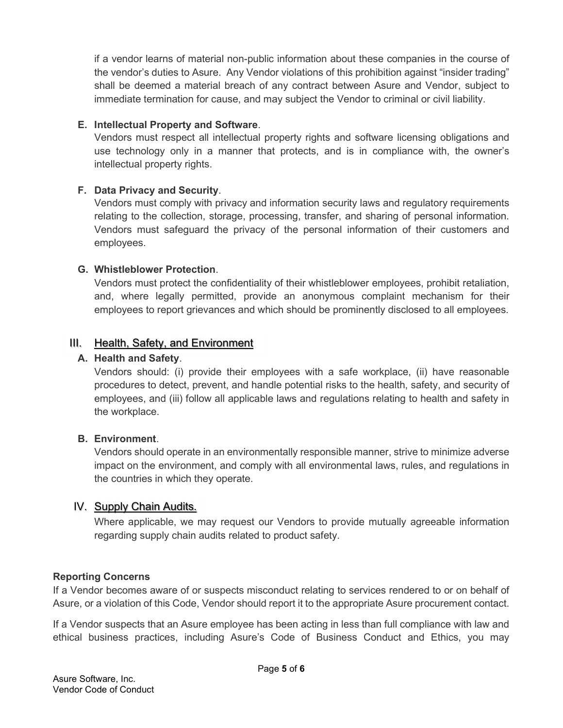if a vendor learns of material non-public information about these companies in the course of the vendor's duties to Asure. Any Vendor violations of this prohibition against "insider trading" shall be deemed a material breach of any contract between Asure and Vendor, subject to immediate termination for cause, and may subject the Vendor to criminal or civil liability.

**E. Intellectual Property and Software**.
Vendors must respect all intellectual property rights and software licensing obligations and use technology only in a manner that protects, and is in compliance with, the owner's intellectual property rights.

**F. Data Privacy and Security**.
Vendors must comply with privacy and information security laws and regulatory requirements relating to the collection, storage, processing, transfer, and sharing of personal information. Vendors must safeguard the privacy of the personal information of their customers and employees.

**G. Whistleblower Protection**.
Vendors must protect the confidentiality of their whistleblower employees, prohibit retaliation, and, where legally permitted, provide an anonymous complaint mechanism for their employees to report grievances and which should be prominently disclosed to all employees.

## III. Health, Safety, and Environment

**A. Health and Safety**.
Vendors should: (i) provide their employees with a safe workplace, (ii) have reasonable procedures to detect, prevent, and handle potential risks to the health, safety, and security of employees, and (iii) follow all applicable laws and regulations relating to health and safety in the workplace.

**B. Environment**.
Vendors should operate in an environmentally responsible manner, strive to minimize adverse impact on the environment, and comply with all environmental laws, rules, and regulations in the countries in which they operate.

## IV. Supply Chain Audits.

Where applicable, we may request our Vendors to provide mutually agreeable information regarding supply chain audits related to product safety.

**Reporting Concerns**

If a Vendor becomes aware of or suspects misconduct relating to services rendered to or on behalf of Asure, or a violation of this Code, Vendor should report it to the appropriate Asure procurement contact.

If a Vendor suspects that an Asure employee has been acting in less than full compliance with law and ethical business practices, including Asure's Code of Business Conduct and Ethics, you may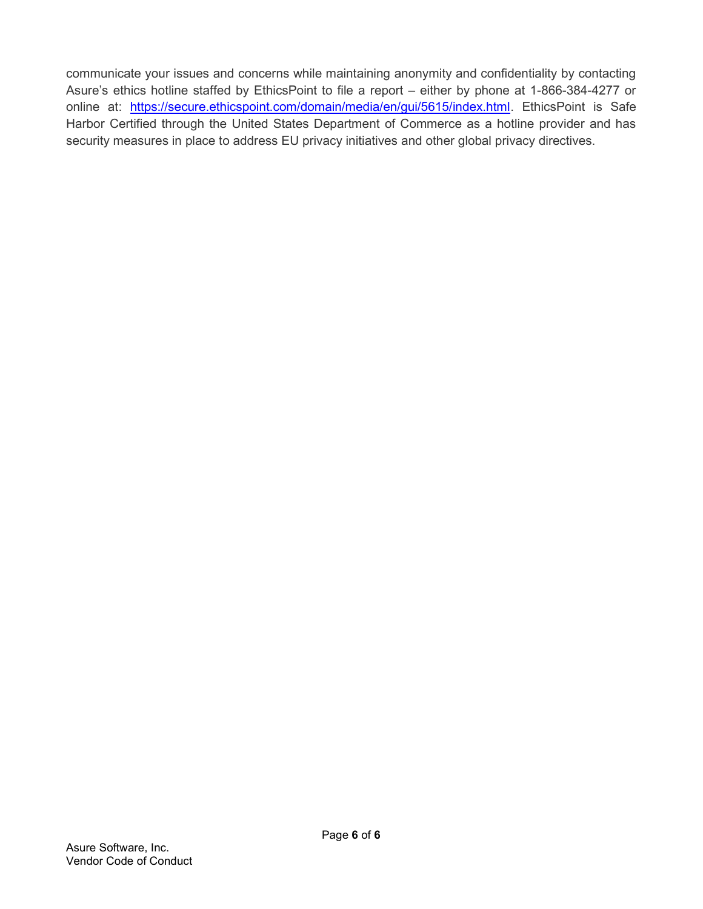communicate your issues and concerns while maintaining anonymity and confidentiality by contacting Asure's ethics hotline staffed by EthicsPoint to file a report – either by phone at 1-866-384-4277 or online at: [https://secure.ethicspoint.com/domain/media/en/gui/5615/index.html](https://secure.ethicspoint.com/domain/media/en/gui/5615/index.html). EthicsPoint is Safe Harbor Certified through the United States Department of Commerce as a hotline provider and has security measures in place to address EU privacy initiatives and other global privacy directives.